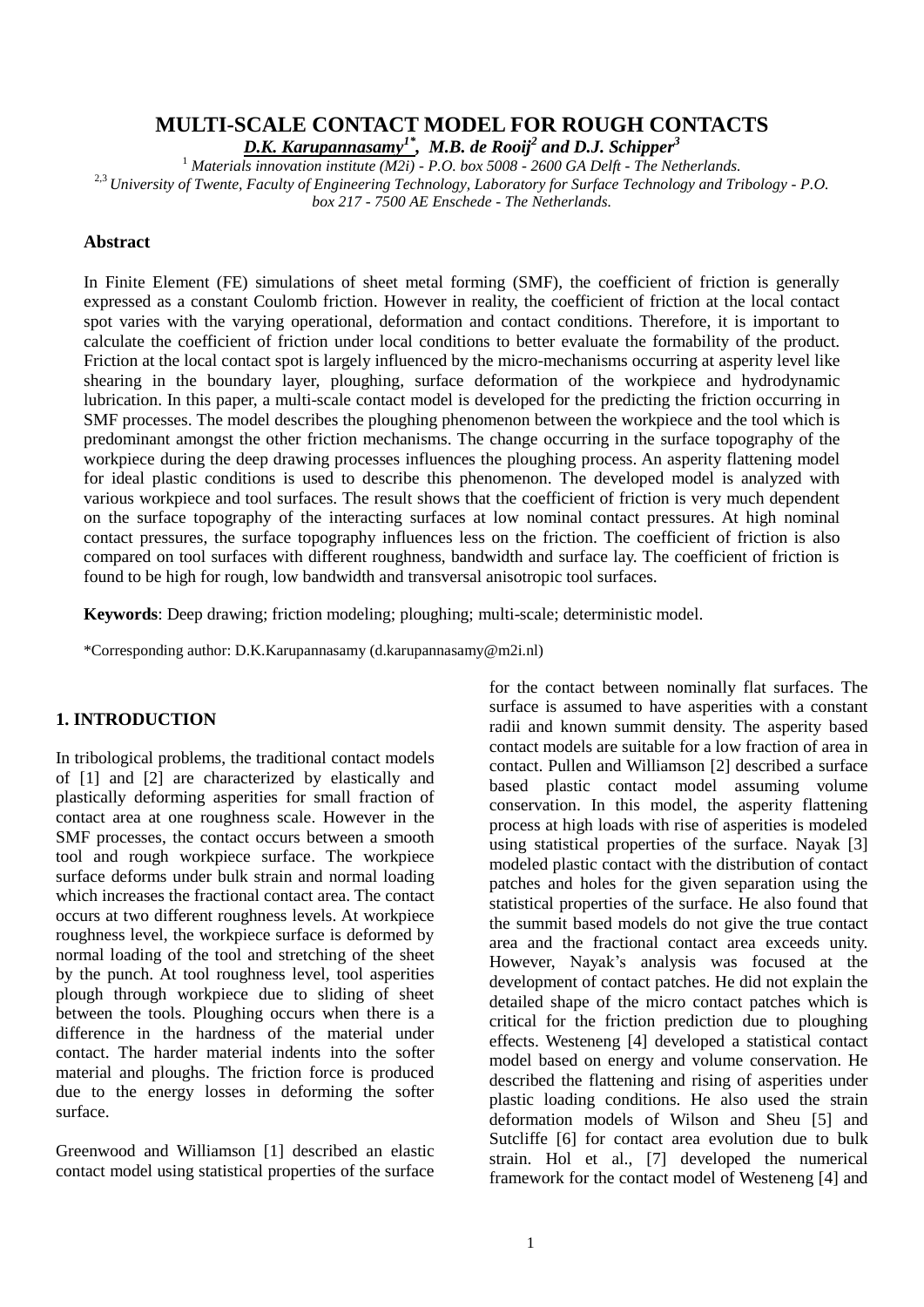# MULTI-SCALE CONTACT MODEL FOR ROUGH CONTACTS

***D.K. Karupannasamy*[1*], *M.B. de Rooij*[2] and *D.J. Schipper*[3]**

[1] *Materials innovation institute (M2i) - P.O. box 5008 - 2600 GA Delft - The Netherlands.*

[2,3] *University of Twente, Faculty of Engineering Technology, Laboratory for Surface Technology and Tribology - P.O. box 217 - 7500 AE Enschede - The Netherlands.*

### Abstract

In Finite Element (FE) simulations of sheet metal forming (SMF), the coefficient of friction is generally expressed as a constant Coulomb friction. However in reality, the coefficient of friction at the local contact spot varies with the varying operational, deformation and contact conditions. Therefore, it is important to calculate the coefficient of friction under local conditions to better evaluate the formability of the product. Friction at the local contact spot is largely influenced by the micro-mechanisms occurring at asperity level like shearing in the boundary layer, ploughing, surface deformation of the workpiece and hydrodynamic lubrication. In this paper, a multi-scale contact model is developed for the predicting the friction occurring in SMF processes. The model describes the ploughing phenomenon between the workpiece and the tool which is predominant amongst the other friction mechanisms. The change occurring in the surface topography of the workpiece during the deep drawing processes influences the ploughing process. An asperity flattening model for ideal plastic conditions is used to describe this phenomenon. The developed model is analyzed with various workpiece and tool surfaces. The result shows that the coefficient of friction is very much dependent on the surface topography of the interacting surfaces at low nominal contact pressures. At high nominal contact pressures, the surface topography influences less on the friction. The coefficient of friction is also compared on tool surfaces with different roughness, bandwidth and surface lay. The coefficient of friction is found to be high for rough, low bandwidth and transversal anisotropic tool surfaces.

**Keywords**: Deep drawing; friction modeling; ploughing; multi-scale; deterministic model.

*Corresponding author: D.K.Karupannasamy (d.karupannasamy@m2i.nl)

## 1. INTRODUCTION

In tribological problems, the traditional contact models of [1] and [2] are characterized by elastically and plastically deforming asperities for small fraction of contact area at one roughness scale. However in the SMF processes, the contact occurs between a smooth tool and rough workpiece surface. The workpiece surface deforms under bulk strain and normal loading which increases the fractional contact area. The contact occurs at two different roughness levels. At workpiece roughness level, the workpiece surface is deformed by normal loading of the tool and stretching of the sheet by the punch. At tool roughness level, tool asperities plough through workpiece due to sliding of sheet between the tools. Ploughing occurs when there is a difference in the hardness of the material under contact. The harder material indents into the softer material and ploughs. The friction force is produced due to the energy losses in deforming the softer surface.

Greenwood and Williamson [1] described an elastic contact model using statistical properties of the surface for the contact between nominally flat surfaces. The surface is assumed to have asperities with a constant radii and known summit density. The asperity based contact models are suitable for a low fraction of area in contact. Pullen and Williamson [2] described a surface based plastic contact model assuming volume conservation. In this model, the asperity flattening process at high loads with rise of asperities is modeled using statistical properties of the surface. Nayak [3] modeled plastic contact with the distribution of contact patches and holes for the given separation using the statistical properties of the surface. He also found that the summit based models do not give the true contact area and the fractional contact area exceeds unity. However, Nayak's analysis was focused at the development of contact patches. He did not explain the detailed shape of the micro contact patches which is critical for the friction prediction due to ploughing effects. Westeneng [4] developed a statistical contact model based on energy and volume conservation. He described the flattening and rising of asperities under plastic loading conditions. He also used the strain deformation models of Wilson and Sheu [5] and Sutcliffe [6] for contact area evolution due to bulk strain. Hol et al., [7] developed the numerical framework for the contact model of Westeneng [4] and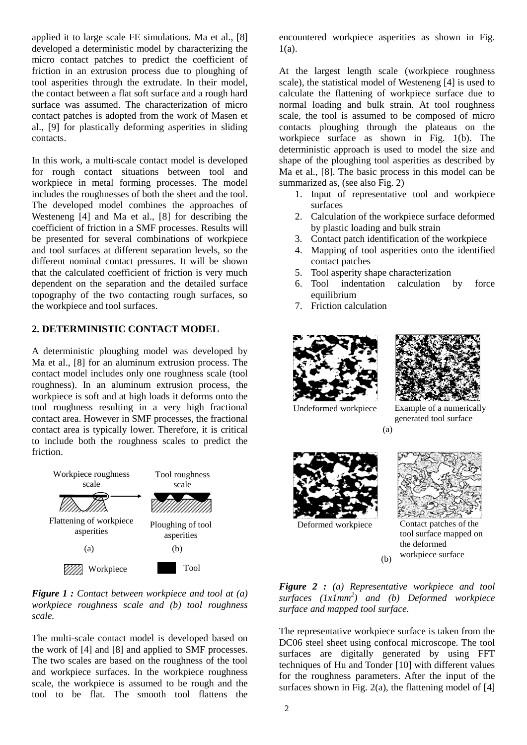applied it to large scale FE simulations. Ma et al., [8] developed a deterministic model by characterizing the micro contact patches to predict the coefficient of friction in an extrusion process due to ploughing of tool asperities through the extrudate. In their model, the contact between a flat soft surface and a rough hard surface was assumed. The characterization of micro contact patches is adopted from the work of Masen et al., [9] for plastically deforming asperities in sliding contacts.

In this work, a multi-scale contact model is developed for rough contact situations between tool and workpiece in metal forming processes. The model includes the roughnesses of both the sheet and the tool. The developed model combines the approaches of Westeneng [4] and Ma et al., [8] for describing the coefficient of friction in a SMF processes. Results will be presented for several combinations of workpiece and tool surfaces at different separation levels, so the different nominal contact pressures. It will be shown that the calculated coefficient of friction is very much dependent on the separation and the detailed surface topography of the two contacting rough surfaces, so the workpiece and tool surfaces.

## 2. DETERMINISTIC CONTACT MODEL

A deterministic ploughing model was developed by Ma et al., [8] for an aluminum extrusion process. The contact model includes only one roughness scale (tool roughness). In an aluminum extrusion process, the workpiece is soft and at high loads it deforms onto the tool roughness resulting in a very high fractional contact area. However in SMF processes, the fractional contact area is typically lower. Therefore, it is critical to include both the roughness scales to predict the friction.

Workpiece roughness scale | Tool roughness scale

Flattening of workpiece asperities (a) | Ploughing of tool asperities (b)

Workpiece | Tool

***Figure 1 :*** *Contact between workpiece and tool at (a) workpiece roughness scale and (b) tool roughness scale.*

The multi-scale contact model is developed based on the work of [4] and [8] and applied to SMF processes. The two scales are based on the roughness of the tool and workpiece surfaces. In the workpiece roughness scale, the workpiece is assumed to be rough and the tool to be flat. The smooth tool flattens the encountered workpiece asperities as shown in Fig. 1(a).

At the largest length scale (workpiece roughness scale), the statistical model of Westeneng [4] is used to calculate the flattening of workpiece surface due to normal loading and bulk strain. At tool roughness scale, the tool is assumed to be composed of micro contacts ploughing through the plateaus on the workpiece surface as shown in Fig. 1(b). The deterministic approach is used to model the size and shape of the ploughing tool asperities as described by Ma et al., [8]. The basic process in this model can be summarized as, (see also Fig. 2)

1. Input of representative tool and workpiece surfaces
2. Calculation of the workpiece surface deformed by plastic loading and bulk strain
3. Contact patch identification of the workpiece
4. Mapping of tool asperities onto the identified contact patches
5. Tool asperity shape characterization
6. Tool indentation calculation by force equilibrium
7. Friction calculation

Undeformed workpiece | Example of a numerically generated tool surface

(a)

Deformed workpiece | Contact patches of the tool surface mapped on the deformed workpiece surface

(b)

***Figure 2 :*** *(a) Representative workpiece and tool surfaces ($1x1mm^2$) and (b) Deformed workpiece surface and mapped tool surface.*

The representative workpiece surface is taken from the DC06 steel sheet using confocal microscope. The tool surfaces are digitally generated by using FFT techniques of Hu and Tonder [10] with different values for the roughness parameters. After the input of the surfaces shown in Fig. 2(a), the flattening model of [4]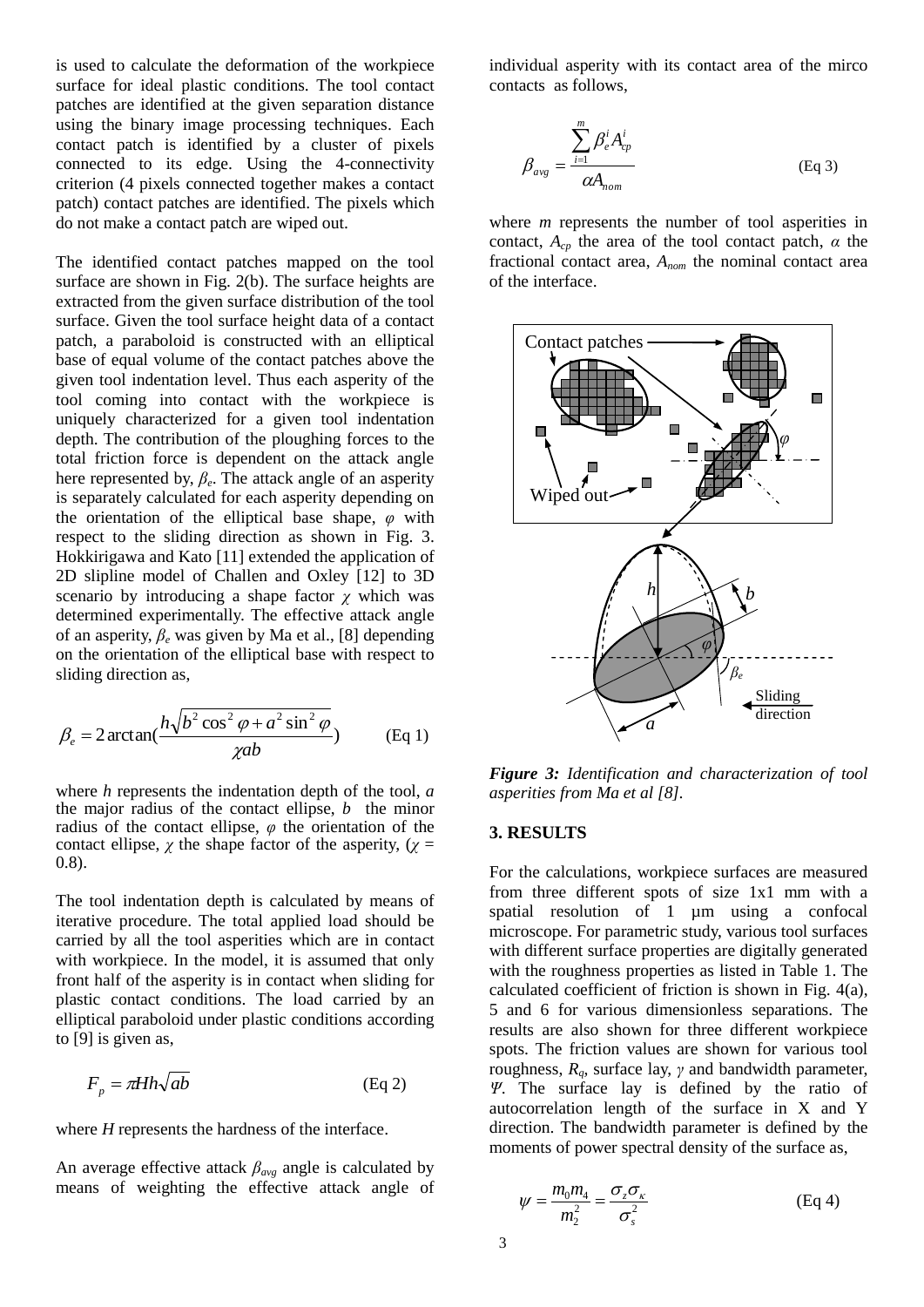is used to calculate the deformation of the workpiece surface for ideal plastic conditions. The tool contact patches are identified at the given separation distance using the binary image processing techniques. Each contact patch is identified by a cluster of pixels connected to its edge. Using the 4-connectivity criterion (4 pixels connected together makes a contact patch) contact patches are identified. The pixels which do not make a contact patch are wiped out.

The identified contact patches mapped on the tool surface are shown in Fig. 2(b). The surface heights are extracted from the given surface distribution of the tool surface. Given the tool surface height data of a contact patch, a paraboloid is constructed with an elliptical base of equal volume of the contact patches above the given tool indentation level. Thus each asperity of the tool coming into contact with the workpiece is uniquely characterized for a given tool indentation depth. The contribution of the ploughing forces to the total friction force is dependent on the attack angle here represented by, $\beta_e$. The attack angle of an asperity is separately calculated for each asperity depending on the orientation of the elliptical base shape, $\varphi$ with respect to the sliding direction as shown in Fig. 3. Hokkirigawa and Kato [11] extended the application of 2D slipline model of Challen and Oxley [12] to 3D scenario by introducing a shape factor $\chi$ which was determined experimentally. The effective attack angle of an asperity, $\beta_e$ was given by Ma et al., [8] depending on the orientation of the elliptical base with respect to sliding direction as,

$$\beta_e = 2\arctan\left(\frac{h\sqrt{b^2\cos^2\varphi + a^2\sin^2\varphi}}{\chi ab}\right) \qquad \text{(Eq 1)}$$

where $h$ represents the indentation depth of the tool, $a$ the major radius of the contact ellipse, $b$ the minor radius of the contact ellipse, $\varphi$ the orientation of the contact ellipse, $\chi$ the shape factor of the asperity, ($\chi$ = 0.8).

The tool indentation depth is calculated by means of iterative procedure. The total applied load should be carried by all the tool asperities which are in contact with workpiece. In the model, it is assumed that only front half of the asperity is in contact when sliding for plastic contact conditions. The load carried by an elliptical paraboloid under plastic conditions according to [9] is given as,

$$F_p = \pi H h\sqrt{ab} \qquad \text{(Eq 2)}$$

where $H$ represents the hardness of the interface.

An average effective attack $\beta_{avg}$ angle is calculated by means of weighting the effective attack angle of individual asperity with its contact area of the mirco contacts as follows,

$$\beta_{avg} = \frac{\sum_{i=1}^{m} \beta_e^i A_{cp}^i}{\alpha A_{nom}} \qquad \text{(Eq 3)}$$

where $m$ represents the number of tool asperities in contact, $A_{cp}$ the area of the tool contact patch, $\alpha$ the fractional contact area, $A_{nom}$ the nominal contact area of the interface.

***Figure 3:*** *Identification and characterization of tool asperities from Ma et al [8].*

## 3. RESULTS

For the calculations, workpiece surfaces are measured from three different spots of size 1x1 mm with a spatial resolution of 1 µm using a confocal microscope. For parametric study, various tool surfaces with different surface properties are digitally generated with the roughness properties as listed in Table 1. The calculated coefficient of friction is shown in Fig. 4(a), 5 and 6 for various dimensionless separations. The results are also shown for three different workpiece spots. The friction values are shown for various tool roughness, $R_q$, surface lay, $\gamma$ and bandwidth parameter, $\Psi$. The surface lay is defined by the ratio of autocorrelation length of the surface in X and Y direction. The bandwidth parameter is defined by the moments of power spectral density of the surface as,

$$\psi = \frac{m_0 m_4}{m_2^2} = \frac{\sigma_z \sigma_\kappa}{\sigma_s^2} \qquad \text{(Eq 4)}$$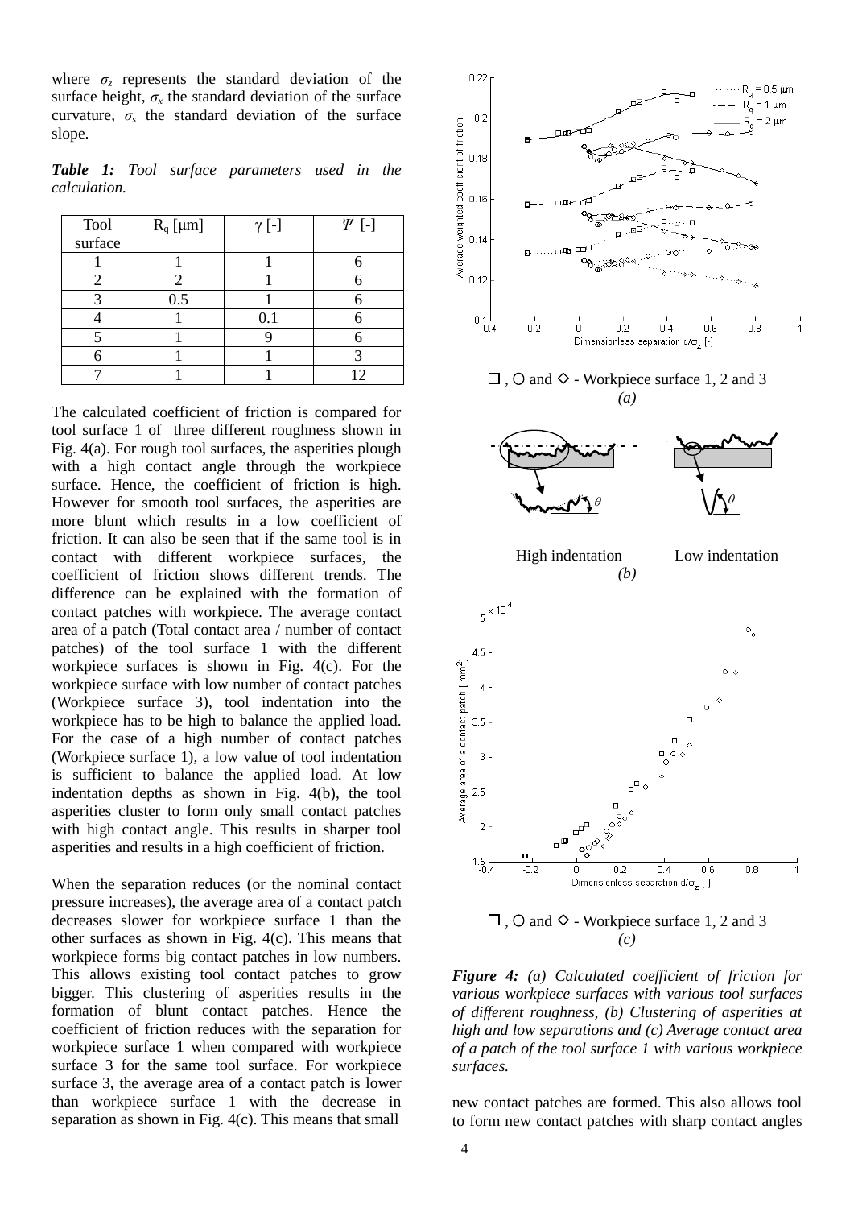where $\sigma_z$ represents the standard deviation of the surface height, $\sigma_\kappa$ the standard deviation of the surface curvature, $\sigma_s$ the standard deviation of the surface slope.

***Table 1:*** *Tool surface parameters used in the calculation.*

| Tool surface | $R_q$ [μm] | γ [-] | Ψ [-] |
|---|---|---|---|
| 1 | 1 | 1 | 6 |
| 2 | 2 | 1 | 6 |
| 3 | 0.5 | 1 | 6 |
| 4 | 1 | 0.1 | 6 |
| 5 | 1 | 9 | 6 |
| 6 | 1 | 1 | 3 |
| 7 | 1 | 1 | 12 |

The calculated coefficient of friction is compared for tool surface 1 of three different roughness shown in Fig. 4(a). For rough tool surfaces, the asperities plough with a high contact angle through the workpiece surface. Hence, the coefficient of friction is high. However for smooth tool surfaces, the asperities are more blunt which results in a low coefficient of friction. It can also be seen that if the same tool is in contact with different workpiece surfaces, the coefficient of friction shows different trends. The difference can be explained with the formation of contact patches with workpiece. The average contact area of a patch (Total contact area / number of contact patches) of the tool surface 1 with the different workpiece surfaces is shown in Fig. 4(c). For the workpiece surface with low number of contact patches (Workpiece surface 3), tool indentation into the workpiece has to be high to balance the applied load. For the case of a high number of contact patches (Workpiece surface 1), a low value of tool indentation is sufficient to balance the applied load. At low indentation depths as shown in Fig. 4(b), the tool asperities cluster to form only small contact patches with high contact angle. This results in sharper tool asperities and results in a high coefficient of friction.

When the separation reduces (or the nominal contact pressure increases), the average area of a contact patch decreases slower for workpiece surface 1 than the other surfaces as shown in Fig. 4(c). This means that workpiece forms big contact patches in low numbers. This allows existing tool contact patches to grow bigger. This clustering of asperities results in the formation of blunt contact patches. Hence the coefficient of friction reduces with the separation for workpiece surface 1 when compared with workpiece surface 3 for the same tool surface. For workpiece surface 3, the average area of a contact patch is lower than workpiece surface 1 with the decrease in separation as shown in Fig. 4(c). This means that small new contact patches are formed. This also allows tool to form new contact patches with sharp contact angles

□ , ○ and ◇ - Workpiece surface 1, 2 and 3
*(a)*

High indentation Low indentation
*(b)*

□ , ○ and ◇ - Workpiece surface 1, 2 and 3
*(c)*

***Figure 4:*** *(a) Calculated coefficient of friction for various workpiece surfaces with various tool surfaces of different roughness, (b) Clustering of asperities at high and low separations and (c) Average contact area of a patch of the tool surface 1 with various workpiece surfaces.*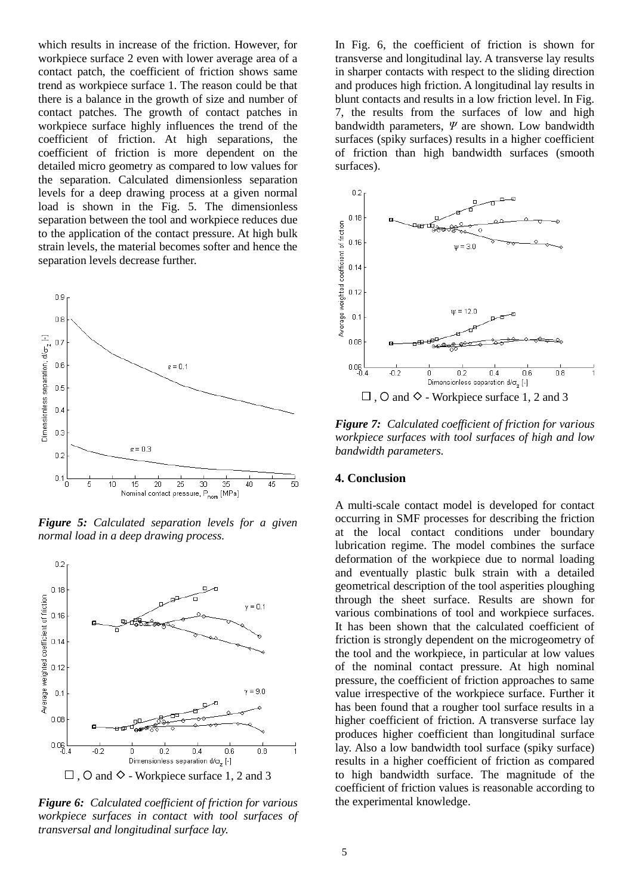which results in increase of the friction. However, for workpiece surface 2 even with lower average area of a contact patch, the coefficient of friction shows same trend as workpiece surface 1. The reason could be that there is a balance in the growth of size and number of contact patches. The growth of contact patches in workpiece surface highly influences the trend of the coefficient of friction. At high separations, the coefficient of friction is more dependent on the detailed micro geometry as compared to low values for the separation. Calculated dimensionless separation levels for a deep drawing process at a given normal load is shown in the Fig. 5. The dimensionless separation between the tool and workpiece reduces due to the application of the contact pressure. At high bulk strain levels, the material becomes softer and hence the separation levels decrease further.

***Figure 5:*** *Calculated separation levels for a given normal load in a deep drawing process.*

□ , ○ and ◇ - Workpiece surface 1, 2 and 3

***Figure 6:*** *Calculated coefficient of friction for various workpiece surfaces in contact with tool surfaces of transversal and longitudinal surface lay.*

In Fig. 6, the coefficient of friction is shown for transverse and longitudinal lay. A transverse lay results in sharper contacts with respect to the sliding direction and produces high friction. A longitudinal lay results in blunt contacts and results in a low friction level. In Fig. 7, the results from the surfaces of low and high bandwidth parameters, $\Psi$ are shown. Low bandwidth surfaces (spiky surfaces) results in a higher coefficient of friction than high bandwidth surfaces (smooth surfaces).

□ , ○ and ◇ - Workpiece surface 1, 2 and 3

***Figure 7:*** *Calculated coefficient of friction for various workpiece surfaces with tool surfaces of high and low bandwidth parameters.*

## 4. Conclusion

A multi-scale contact model is developed for contact occurring in SMF processes for describing the friction at the local contact conditions under boundary lubrication regime. The model combines the surface deformation of the workpiece due to normal loading and eventually plastic bulk strain with a detailed geometrical description of the tool asperities ploughing through the sheet surface. Results are shown for various combinations of tool and workpiece surfaces. It has been shown that the calculated coefficient of friction is strongly dependent on the microgeometry of the tool and the workpiece, in particular at low values of the nominal contact pressure. At high nominal pressure, the coefficient of friction approaches to same value irrespective of the workpiece surface. Further it has been found that a rougher tool surface results in a higher coefficient of friction. A transverse surface lay produces higher coefficient than longitudinal surface lay. Also a low bandwidth tool surface (spiky surface) results in a higher coefficient of friction as compared to high bandwidth surface. The magnitude of the coefficient of friction values is reasonable according to the experimental knowledge.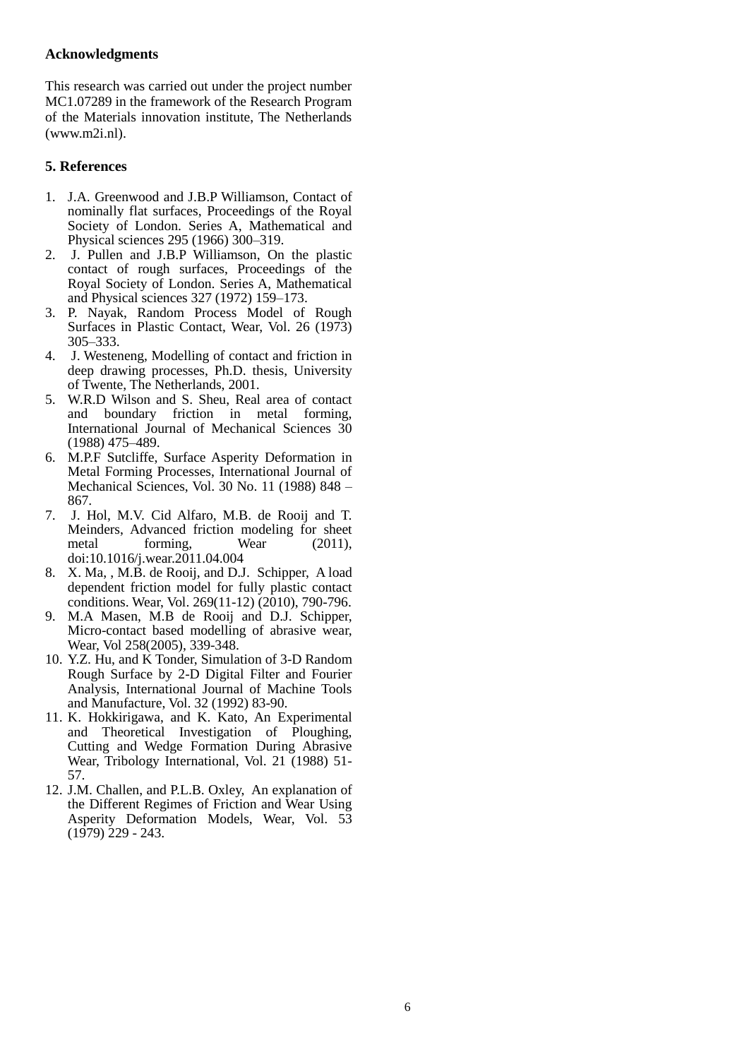**Acknowledgments**

This research was carried out under the project number MC1.07289 in the framework of the Research Program of the Materials innovation institute, The Netherlands (www.m2i.nl).

## 5. References

1. J.A. Greenwood and J.B.P Williamson, Contact of nominally flat surfaces, Proceedings of the Royal Society of London. Series A, Mathematical and Physical sciences 295 (1966) 300–319.
2. J. Pullen and J.B.P Williamson, On the plastic contact of rough surfaces, Proceedings of the Royal Society of London. Series A, Mathematical and Physical sciences 327 (1972) 159–173.
3. P. Nayak, Random Process Model of Rough Surfaces in Plastic Contact, Wear, Vol. 26 (1973) 305–333.
4. J. Westeneng, Modelling of contact and friction in deep drawing processes, Ph.D. thesis, University of Twente, The Netherlands, 2001.
5. W.R.D Wilson and S. Sheu, Real area of contact and boundary friction in metal forming, International Journal of Mechanical Sciences 30 (1988) 475–489.
6. M.P.F Sutcliffe, Surface Asperity Deformation in Metal Forming Processes, International Journal of Mechanical Sciences, Vol. 30 No. 11 (1988) 848 – 867.
7. J. Hol, M.V. Cid Alfaro, M.B. de Rooij and T. Meinders, Advanced friction modeling for sheet metal forming, Wear (2011), doi:10.1016/j.wear.2011.04.004
8. X. Ma, , M.B. de Rooij, and D.J. Schipper, A load dependent friction model for fully plastic contact conditions. Wear, Vol. 269(11-12) (2010), 790-796.
9. M.A Masen, M.B de Rooij and D.J. Schipper, Micro-contact based modelling of abrasive wear, Wear, Vol 258(2005), 339-348.
10. Y.Z. Hu, and K Tonder, Simulation of 3-D Random Rough Surface by 2-D Digital Filter and Fourier Analysis, International Journal of Machine Tools and Manufacture, Vol. 32 (1992) 83-90.
11. K. Hokkirigawa, and K. Kato, An Experimental and Theoretical Investigation of Ploughing, Cutting and Wedge Formation During Abrasive Wear, Tribology International, Vol. 21 (1988) 51-57.
12. J.M. Challen, and P.L.B. Oxley, An explanation of the Different Regimes of Friction and Wear Using Asperity Deformation Models, Wear, Vol. 53 (1979) 229 - 243.